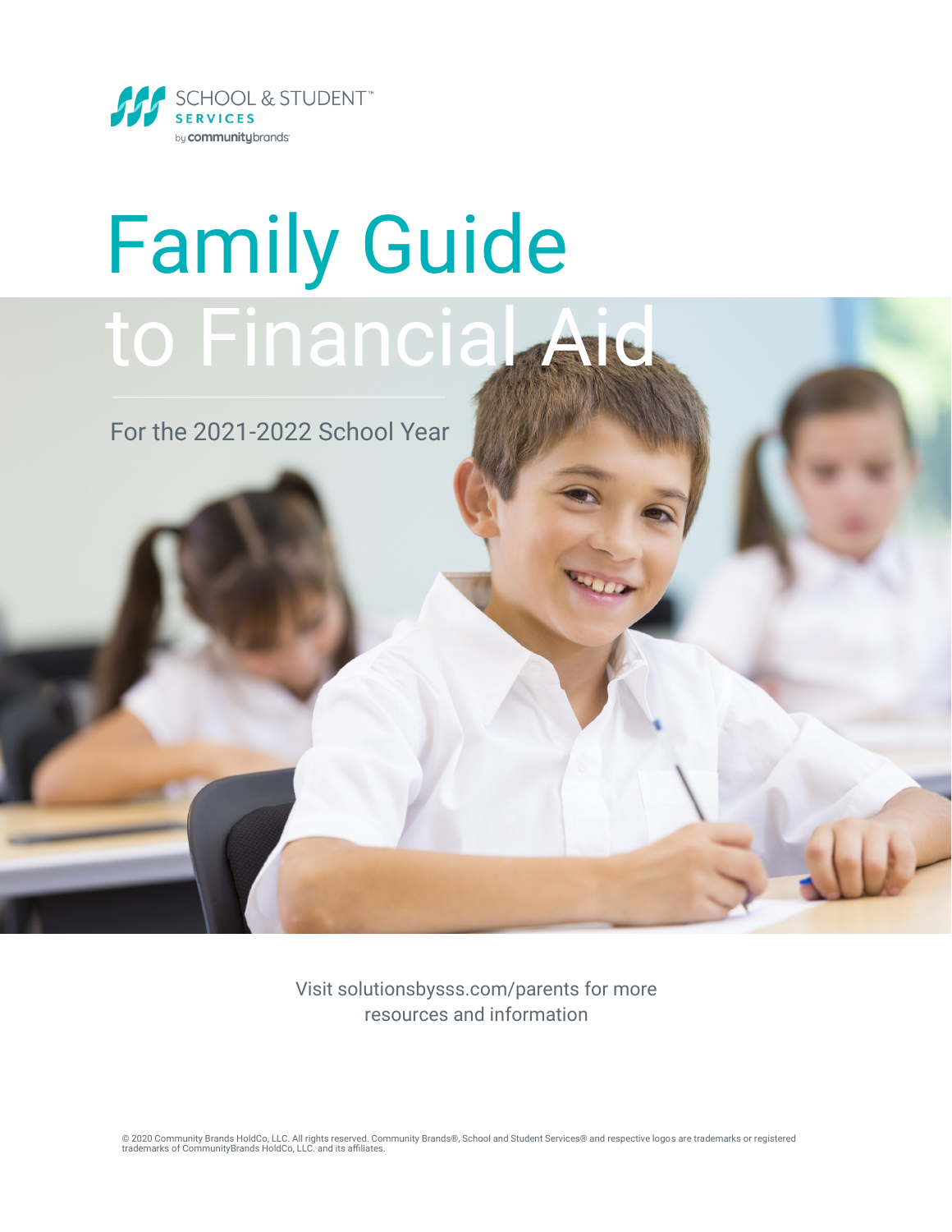SCHOOL & STUDENT™ SERVICES by communitybrands

# Family Guide to Financial Aid

For the 2021-2022 School Year

Visit solutionsbysss.com/parents for more resources and information

© 2020 Community Brands HoldCo, LLC. All rights reserved. Community Brands®, School and Student Services® and respective logos are trademarks or registered trademarks of CommunityBrands HoldCo, LLC. and its affiliates.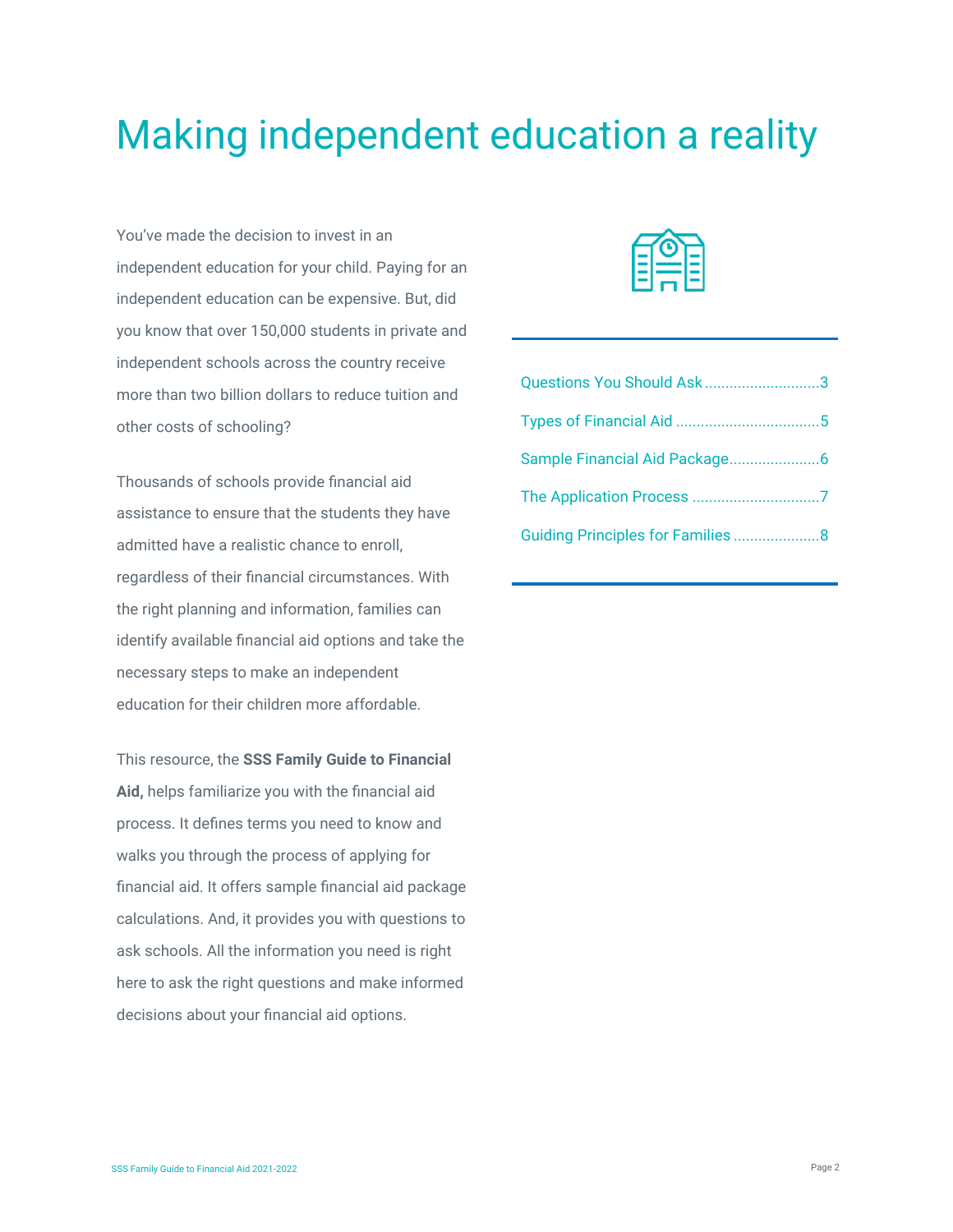# Making independent education a reality

You've made the decision to invest in an independent education for your child. Paying for an independent education can be expensive. But, did you know that over 150,000 students in private and independent schools across the country receive more than two billion dollars to reduce tuition and other costs of schooling?

Thousands of schools provide financial aid assistance to ensure that the students they have admitted have a realistic chance to enroll, regardless of their financial circumstances. With the right planning and information, families can identify available financial aid options and take the necessary steps to make an independent education for their children more affordable.

This resource, the **SSS Family Guide to Financial Aid,** helps familiarize you with the financial aid process. It defines terms you need to know and walks you through the process of applying for financial aid. It offers sample financial aid package calculations. And, it provides you with questions to ask schools. All the information you need is right here to ask the right questions and make informed decisions about your financial aid options.

- Questions You Should Ask ............................3
- Types of Financial Aid ..................................5
- Sample Financial Aid Package......................6
- The Application Process ...............................7
- Guiding Principles for Families .....................8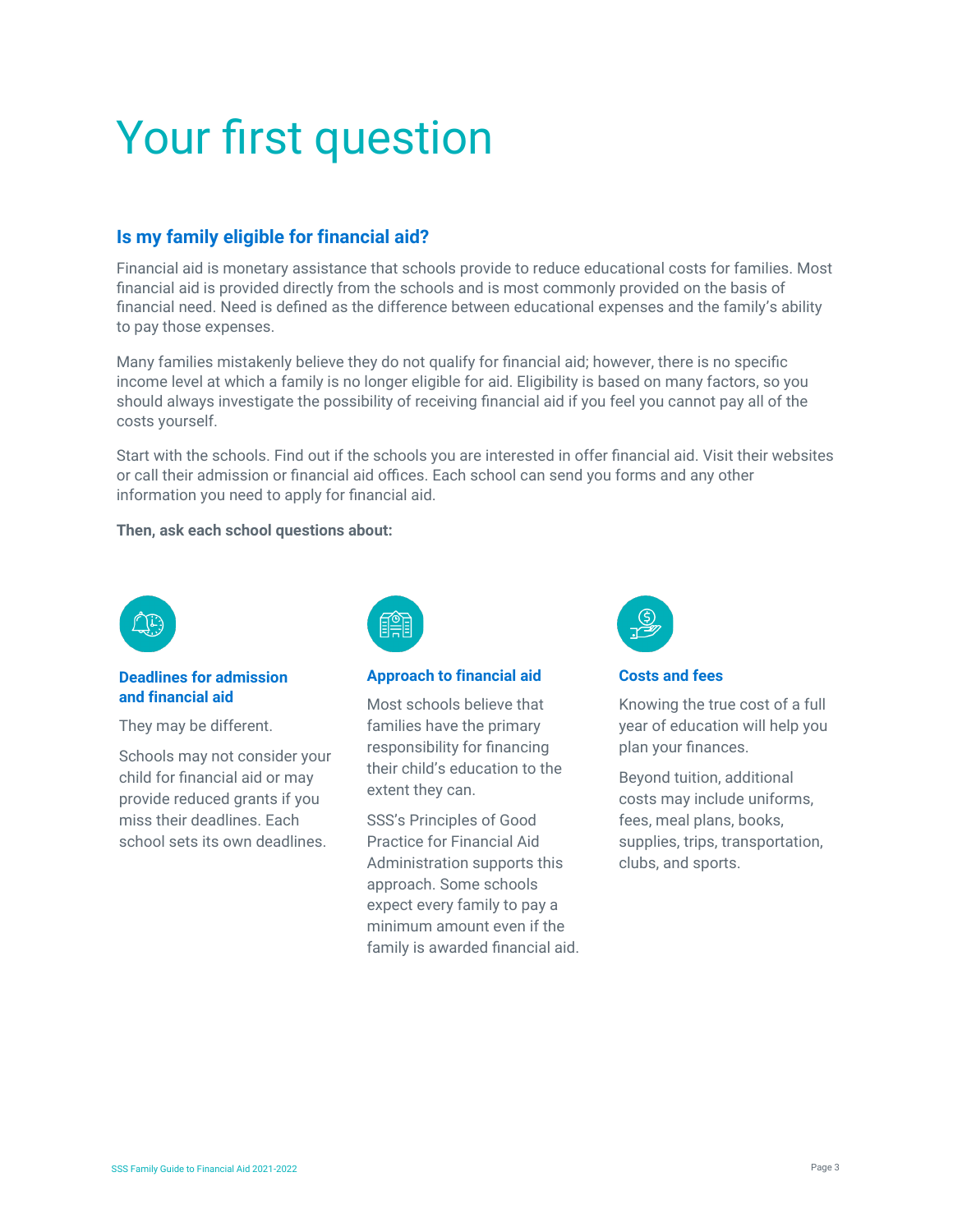# Your first question

## Is my family eligible for financial aid?

Financial aid is monetary assistance that schools provide to reduce educational costs for families. Most financial aid is provided directly from the schools and is most commonly provided on the basis of financial need. Need is defined as the difference between educational expenses and the family's ability to pay those expenses.

Many families mistakenly believe they do not qualify for financial aid; however, there is no specific income level at which a family is no longer eligible for aid. Eligibility is based on many factors, so you should always investigate the possibility of receiving financial aid if you feel you cannot pay all of the costs yourself.

Start with the schools. Find out if the schools you are interested in offer financial aid. Visit their websites or call their admission or financial aid offices. Each school can send you forms and any other information you need to apply for financial aid.

**Then, ask each school questions about:**

### Deadlines for admission and financial aid

They may be different.

Schools may not consider your child for financial aid or may provide reduced grants if you miss their deadlines. Each school sets its own deadlines.

### Approach to financial aid

Most schools believe that families have the primary responsibility for financing their child's education to the extent they can.

SSS's Principles of Good Practice for Financial Aid Administration supports this approach. Some schools expect every family to pay a minimum amount even if the family is awarded financial aid.

### Costs and fees

Knowing the true cost of a full year of education will help you plan your finances.

Beyond tuition, additional costs may include uniforms, fees, meal plans, books, supplies, trips, transportation, clubs, and sports.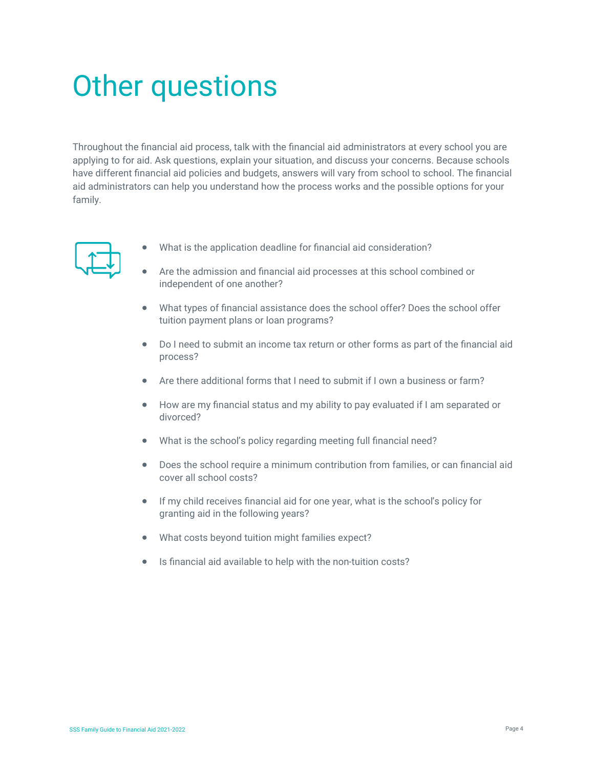# Other questions

Throughout the financial aid process, talk with the financial aid administrators at every school you are applying to for aid. Ask questions, explain your situation, and discuss your concerns. Because schools have different financial aid policies and budgets, answers will vary from school to school. The financial aid administrators can help you understand how the process works and the possible options for your family.

- What is the application deadline for financial aid consideration?
- Are the admission and financial aid processes at this school combined or independent of one another?
- What types of financial assistance does the school offer? Does the school offer tuition payment plans or loan programs?
- Do I need to submit an income tax return or other forms as part of the financial aid process?
- Are there additional forms that I need to submit if I own a business or farm?
- How are my financial status and my ability to pay evaluated if I am separated or divorced?
- What is the school's policy regarding meeting full financial need?
- Does the school require a minimum contribution from families, or can financial aid cover all school costs?
- If my child receives financial aid for one year, what is the school's policy for granting aid in the following years?
- What costs beyond tuition might families expect?
- Is financial aid available to help with the non-tuition costs?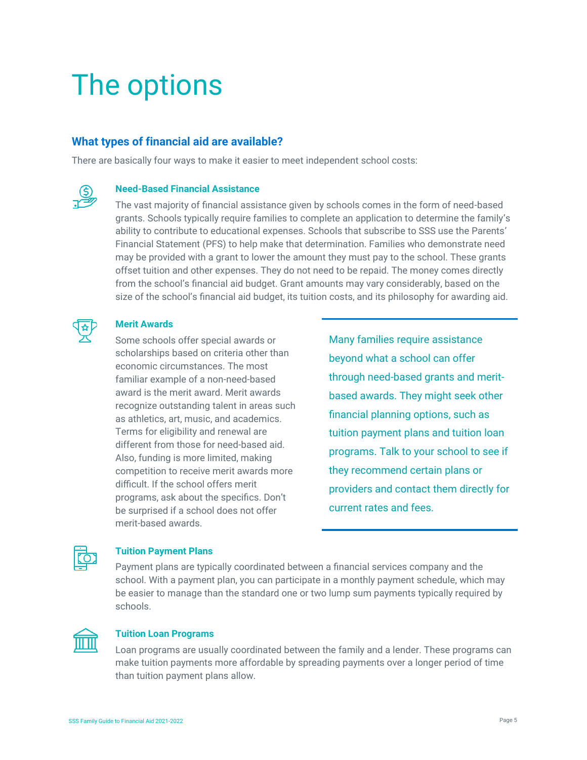# The options

## What types of financial aid are available?

There are basically four ways to make it easier to meet independent school costs:

### Need-Based Financial Assistance

The vast majority of financial assistance given by schools comes in the form of need-based grants. Schools typically require families to complete an application to determine the family's ability to contribute to educational expenses. Schools that subscribe to SSS use the Parents' Financial Statement (PFS) to help make that determination. Families who demonstrate need may be provided with a grant to lower the amount they must pay to the school. These grants offset tuition and other expenses. They do not need to be repaid. The money comes directly from the school's financial aid budget. Grant amounts may vary considerably, based on the size of the school's financial aid budget, its tuition costs, and its philosophy for awarding aid.

### Merit Awards

Some schools offer special awards or scholarships based on criteria other than economic circumstances. The most familiar example of a non-need-based award is the merit award. Merit awards recognize outstanding talent in areas such as athletics, art, music, and academics. Terms for eligibility and renewal are different from those for need-based aid. Also, funding is more limited, making competition to receive merit awards more difficult. If the school offers merit programs, ask about the specifics. Don't be surprised if a school does not offer merit-based awards.

> Many families require assistance beyond what a school can offer through need-based grants and merit-based awards. They might seek other financial planning options, such as tuition payment plans and tuition loan programs. Talk to your school to see if they recommend certain plans or providers and contact them directly for current rates and fees.

### Tuition Payment Plans

Payment plans are typically coordinated between a financial services company and the school. With a payment plan, you can participate in a monthly payment schedule, which may be easier to manage than the standard one or two lump sum payments typically required by schools.

### Tuition Loan Programs

Loan programs are usually coordinated between the family and a lender. These programs can make tuition payments more affordable by spreading payments over a longer period of time than tuition payment plans allow.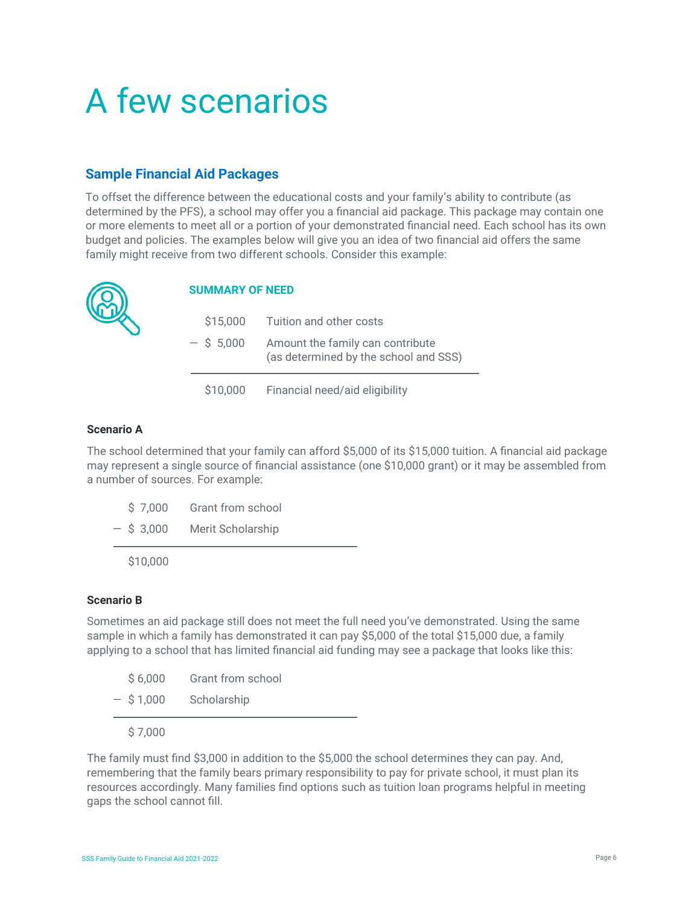# A few scenarios

## Sample Financial Aid Packages

To offset the difference between the educational costs and your family's ability to contribute (as determined by the PFS), a school may offer you a financial aid package. This package may contain one or more elements to meet all or a portion of your demonstrated financial need. Each school has its own budget and policies. The examples below will give you an idea of two financial aid offers the same family might receive from two different schools. Consider this example:

### SUMMARY OF NEED

| | |
|---|---|
| $15,000 | Tuition and other costs |
| — $ 5,000 | Amount the family can contribute (as determined by the school and SSS) |
| $10,000 | Financial need/aid eligibility |

**Scenario A**

The school determined that your family can afford $5,000 of its $15,000 tuition. A financial aid package may represent a single source of financial assistance (one $10,000 grant) or it may be assembled from a number of sources. For example:

| | |
|---|---|
| $ 7,000 | Grant from school |
| — $ 3,000 | Merit Scholarship |
| $10,000 | |

**Scenario B**

Sometimes an aid package still does not meet the full need you've demonstrated. Using the same sample in which a family has demonstrated it can pay $5,000 of the total $15,000 due, a family applying to a school that has limited financial aid funding may see a package that looks like this:

| | |
|---|---|
| $ 6,000 | Grant from school |
| — $ 1,000 | Scholarship |
| $ 7,000 | |

The family must find $3,000 in addition to the $5,000 the school determines they can pay. And, remembering that the family bears primary responsibility to pay for private school, it must plan its resources accordingly. Many families find options such as tuition loan programs helpful in meeting gaps the school cannot fill.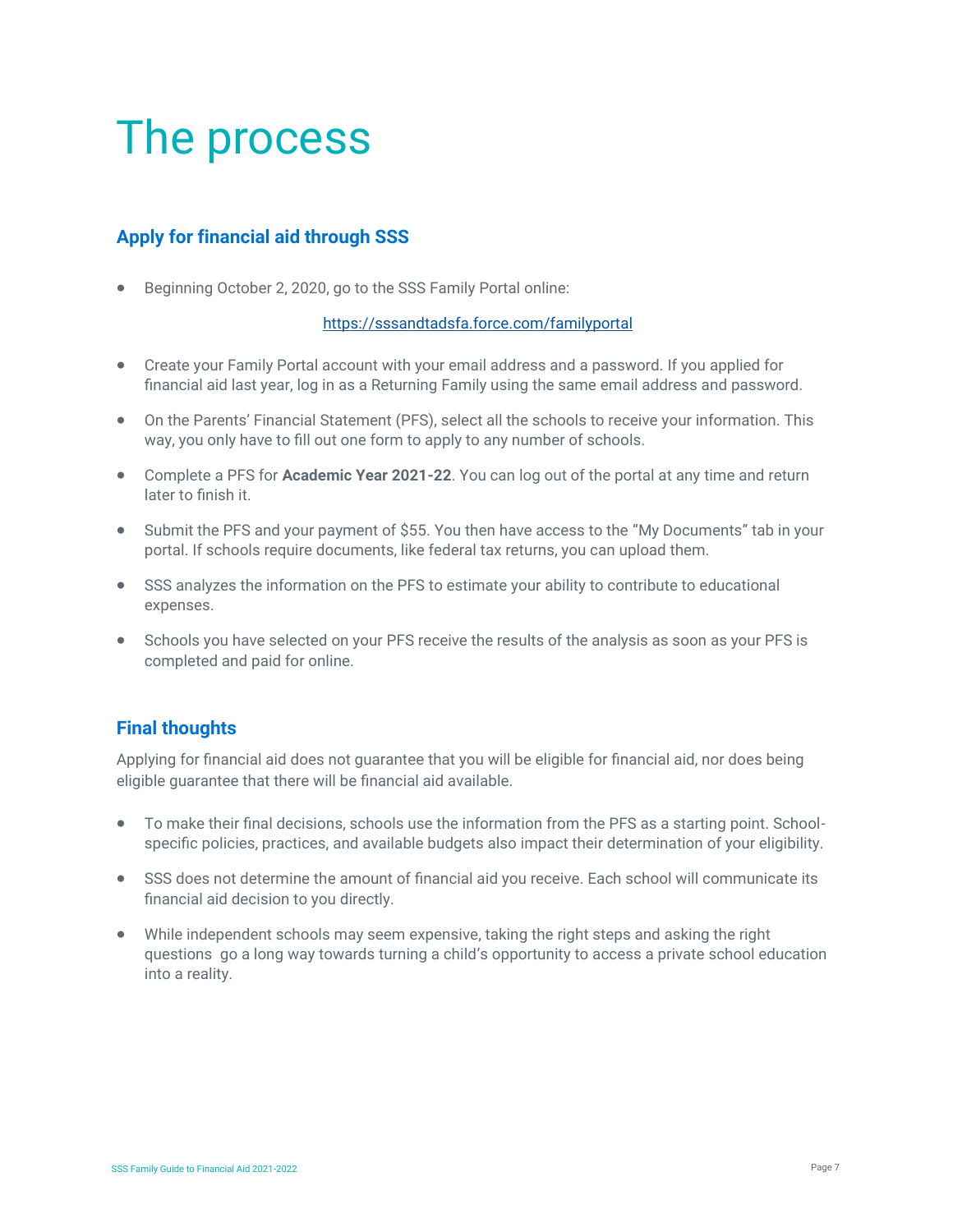# The process

## Apply for financial aid through SSS

- Beginning October 2, 2020, go to the SSS Family Portal online:

  https://sssandtadsfa.force.com/familyportal

- Create your Family Portal account with your email address and a password. If you applied for financial aid last year, log in as a Returning Family using the same email address and password.
- On the Parents' Financial Statement (PFS), select all the schools to receive your information. This way, you only have to fill out one form to apply to any number of schools.
- Complete a PFS for **Academic Year 2021-22**. You can log out of the portal at any time and return later to finish it.
- Submit the PFS and your payment of $55. You then have access to the "My Documents" tab in your portal. If schools require documents, like federal tax returns, you can upload them.
- SSS analyzes the information on the PFS to estimate your ability to contribute to educational expenses.
- Schools you have selected on your PFS receive the results of the analysis as soon as your PFS is completed and paid for online.

## Final thoughts

Applying for financial aid does not guarantee that you will be eligible for financial aid, nor does being eligible guarantee that there will be financial aid available.

- To make their final decisions, schools use the information from the PFS as a starting point. School-specific policies, practices, and available budgets also impact their determination of your eligibility.
- SSS does not determine the amount of financial aid you receive. Each school will communicate its financial aid decision to you directly.
- While independent schools may seem expensive, taking the right steps and asking the right questions go a long way towards turning a child's opportunity to access a private school education into a reality.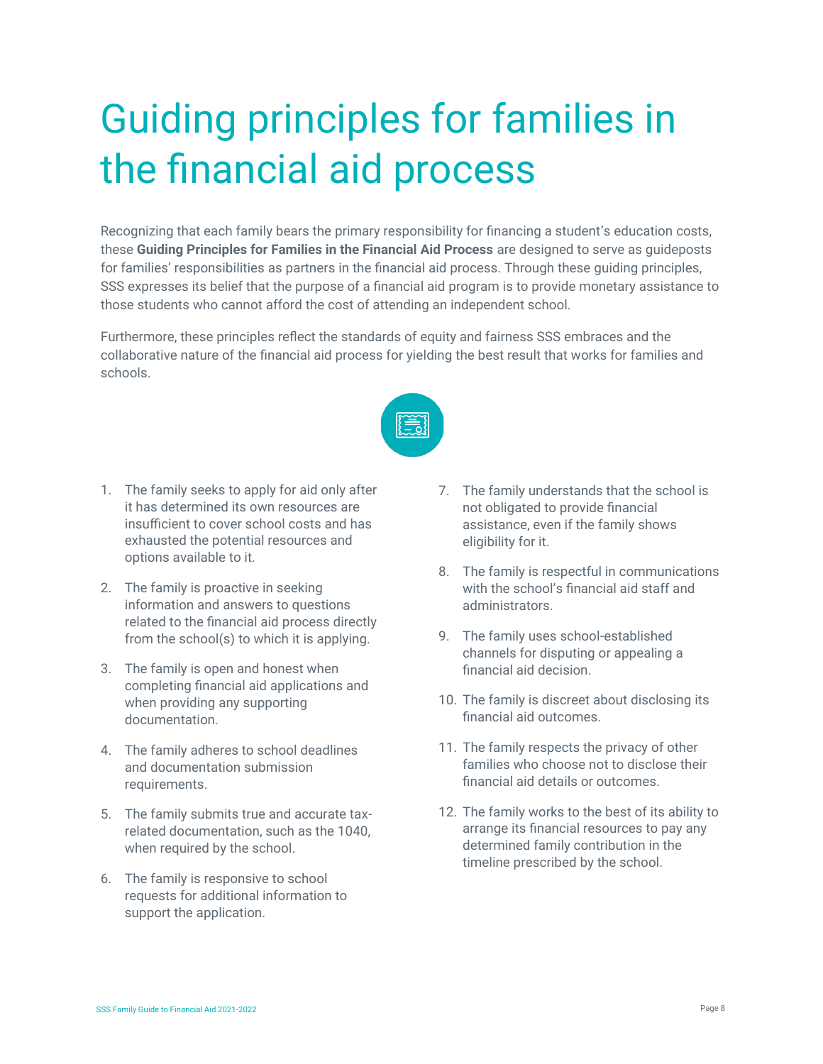# Guiding principles for families in the financial aid process

Recognizing that each family bears the primary responsibility for financing a student's education costs, these **Guiding Principles for Families in the Financial Aid Process** are designed to serve as guideposts for families' responsibilities as partners in the financial aid process. Through these guiding principles, SSS expresses its belief that the purpose of a financial aid program is to provide monetary assistance to those students who cannot afford the cost of attending an independent school.

Furthermore, these principles reflect the standards of equity and fairness SSS embraces and the collaborative nature of the financial aid process for yielding the best result that works for families and schools.

1. The family seeks to apply for aid only after it has determined its own resources are insufficient to cover school costs and has exhausted the potential resources and options available to it.
2. The family is proactive in seeking information and answers to questions related to the financial aid process directly from the school(s) to which it is applying.
3. The family is open and honest when completing financial aid applications and when providing any supporting documentation.
4. The family adheres to school deadlines and documentation submission requirements.
5. The family submits true and accurate tax-related documentation, such as the 1040, when required by the school.
6. The family is responsive to school requests for additional information to support the application.
7. The family understands that the school is not obligated to provide financial assistance, even if the family shows eligibility for it.
8. The family is respectful in communications with the school's financial aid staff and administrators.
9. The family uses school-established channels for disputing or appealing a financial aid decision.
10. The family is discreet about disclosing its financial aid outcomes.
11. The family respects the privacy of other families who choose not to disclose their financial aid details or outcomes.
12. The family works to the best of its ability to arrange its financial resources to pay any determined family contribution in the timeline prescribed by the school.